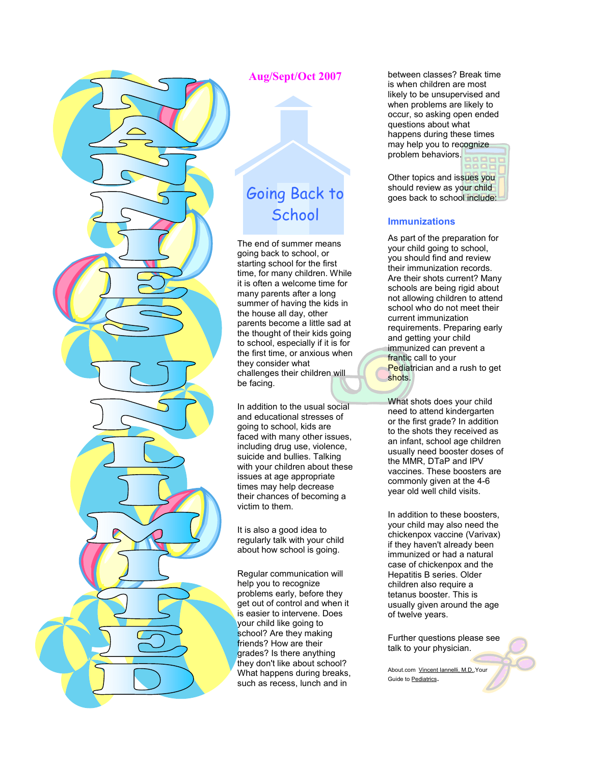# NANNIES UNLIMITED

**Aug/Sept/Oct 2007**

## Going Back to School

The end of summer means going back to school, or starting school for the first time, for many children. While it is often a welcome time for many parents after a long summer of having the kids in the house all day, other parents become a little sad at the thought of their kids going to school, especially if it is for the first time, or anxious when they consider what challenges their children will be facing.

In addition to the usual social and educational stresses of going to school, kids are faced with many other issues, including drug use, violence, suicide and bullies. Talking with your children about these issues at age appropriate times may help decrease their chances of becoming a victim to them.

It is also a good idea to regularly talk with your child about how school is going.

Regular communication will help you to recognize problems early, before they get out of control and when it is easier to intervene. Does your child like going to school? Are they making friends? How are their grades? Is there anything they don't like about school? What happens during breaks, such as recess, lunch and in between classes? Break time is when children are most likely to be unsupervised and when problems are likely to occur, so asking open ended questions about what happens during these times may help you to recognize problem behaviors.

Other topics and issues you should review as your child goes back to school include:

### Immunizations

As part of the preparation for your child going to school, you should find and review their immunization records. Are their shots current? Many schools are being rigid about not allowing children to attend school who do not meet their current immunization requirements. Preparing early and getting your child immunized can prevent a frantic call to your Pediatrician and a rush to get shots.

What shots does your child need to attend kindergarten or the first grade? In addition to the shots they received as an infant, school age children usually need booster doses of the MMR, DTaP and IPV vaccines. These boosters are commonly given at the 4-6 year old well child visits.

In addition to these boosters, your child may also need the chickenpox vaccine (Varivax) if they haven't already been immunized or had a natural case of chickenpox and the Hepatitis B series. Older children also require a tetanus booster. This is usually given around the age of twelve years.

Further questions please see talk to your physician.

About.com Vincent Iannelli, M.D.,Your Guide to Pediatrics.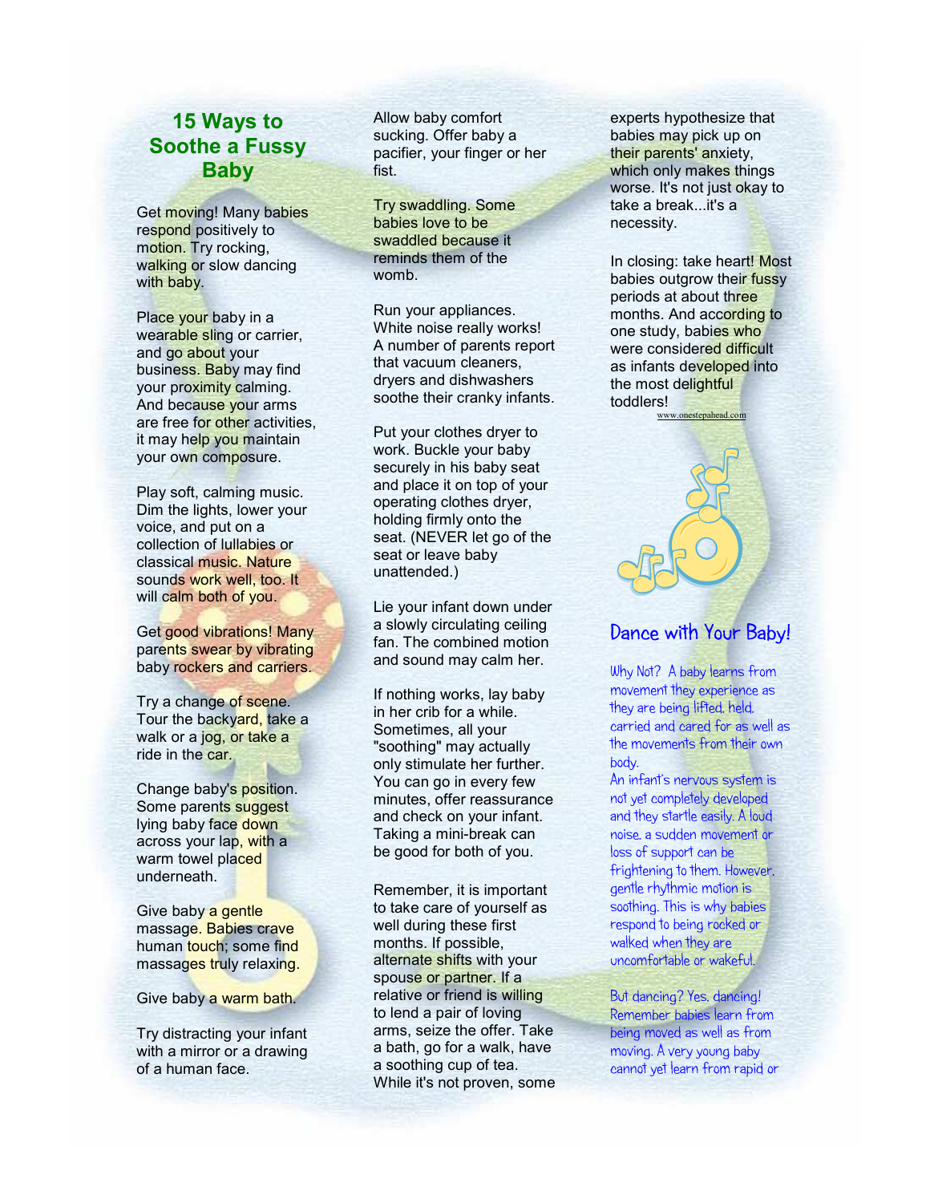## 15 Ways to Soothe a Fussy Baby

Get moving! Many babies respond positively to motion. Try rocking, walking or slow dancing with baby.

Place your baby in a wearable sling or carrier, and go about your business. Baby may find your proximity calming. And because your arms are free for other activities, it may help you maintain your own composure.

Play soft, calming music. Dim the lights, lower your voice, and put on a collection of lullabies or classical music. Nature sounds work well, too. It will calm both of you.

Get good vibrations! Many parents swear by vibrating baby rockers and carriers.

Try a change of scene. Tour the backyard, take a walk or a jog, or take a ride in the car.

Change baby's position. Some parents suggest lying baby face down across your lap, with a warm towel placed underneath.

Give baby a gentle massage. Babies crave human touch; some find massages truly relaxing.

Give baby a warm bath.

Try distracting your infant with a mirror or a drawing of a human face.

Allow baby comfort sucking. Offer baby a pacifier, your finger or her fist.

Try swaddling. Some babies love to be swaddled because it reminds them of the womb.

Run your appliances. White noise really works! A number of parents report that vacuum cleaners, dryers and dishwashers soothe their cranky infants.

Put your clothes dryer to work. Buckle your baby securely in his baby seat and place it on top of your operating clothes dryer, holding firmly onto the seat. (NEVER let go of the seat or leave baby unattended.)

Lie your infant down under a slowly circulating ceiling fan. The combined motion and sound may calm her.

If nothing works, lay baby in her crib for a while. Sometimes, all your "soothing" may actually only stimulate her further. You can go in every few minutes, offer reassurance and check on your infant. Taking a mini-break can be good for both of you.

Remember, it is important to take care of yourself as well during these first months. If possible, alternate shifts with your spouse or partner. If a relative or friend is willing to lend a pair of loving arms, seize the offer. Take a bath, go for a walk, have a soothing cup of tea. While it's not proven, some experts hypothesize that babies may pick up on their parents' anxiety, which only makes things worse. It's not just okay to take a break...it's a necessity.

In closing: take heart! Most babies outgrow their fussy periods at about three months. And according to one study, babies who were considered difficult as infants developed into the most delightful toddlers!

www.onestepahead.com

## Dance with Your Baby!

Why Not? A baby learns from movement they experience as they are being lifted, held, carried and cared for as well as the movements from their own body.

An infant's nervous system is not yet completely developed and they startle easily. A loud noise, a sudden movement or loss of support can be frightening to them. However, gentle rhythmic motion is soothing. This is why babies respond to being rocked or walked when they are uncomfortable or wakeful.

But dancing? Yes, dancing! Remember babies learn from being moved as well as from moving. A very young baby cannot yet learn from rapid or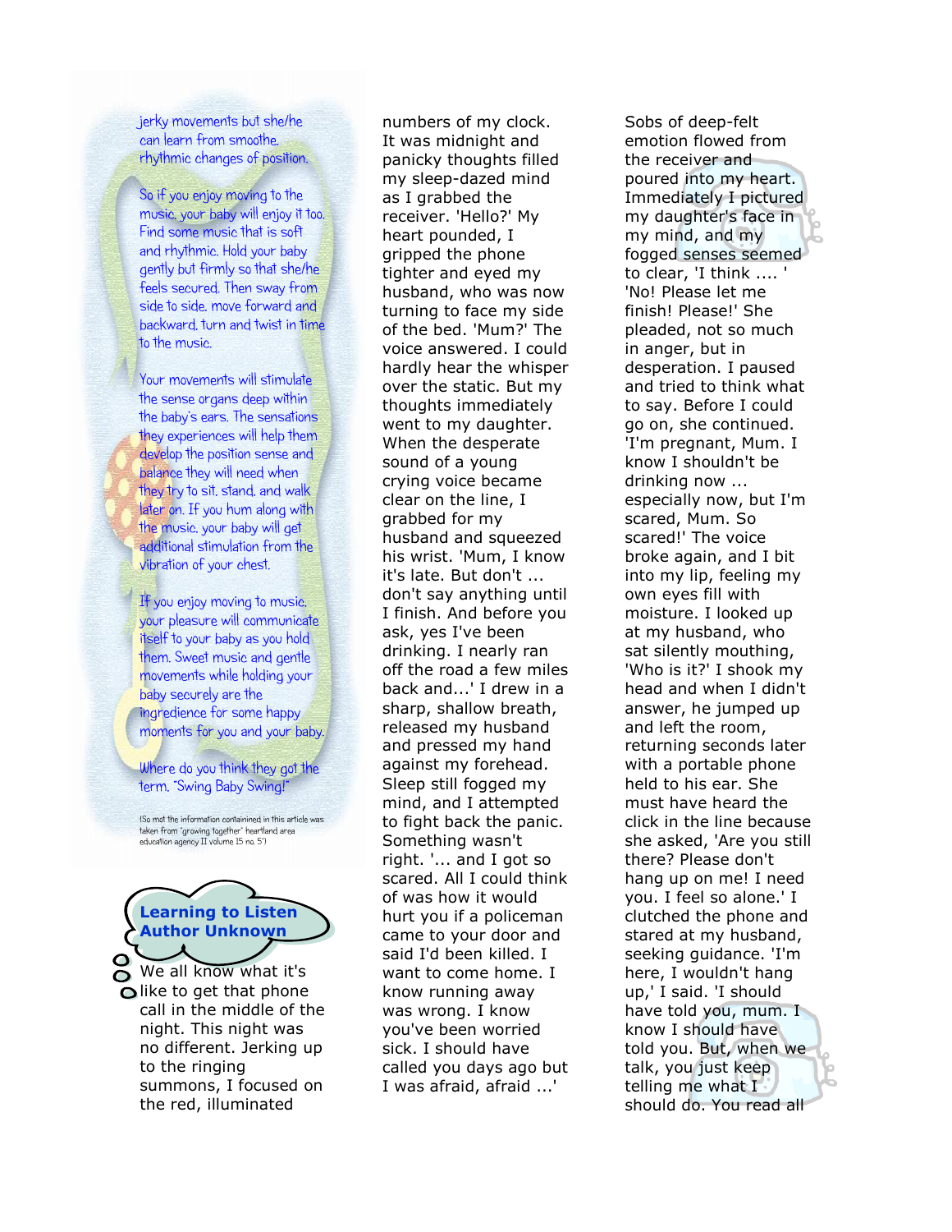jerky movements but she/he can learn from smoothe, rhythmic changes of position.

So if you enjoy moving to the music, your baby will enjoy it too. Find some music that is soft and rhythmic. Hold your baby gently but firmly so that she/he feels secured. Then sway from side to side, move forward and backward, turn and twist in time to the music.

Your movements will stimulate the sense organs deep within the baby's ears. The sensations they experiences will help them develop the position sense and balance they will need when they try to sit, stand, and walk later on. If you hum along with the music, your baby will get additional stimulation from the vibration of your chest.

If you enjoy moving to music, your pleasure will communicate itself to your baby as you hold them. Sweet music and gentle movements while holding your baby securely are the ingredience for some happy moments for you and your baby.

Where do you think they got the term, "Swing Baby Swing!"

(So mot the information contaimined in this article was taken from "growing together" heartland area education agency II volume 15 no. 5")

## Learning to Listen
**Author Unknown**

We all know what it's like to get that phone call in the middle of the night. This night was no different. Jerking up to the ringing summons, I focused on the red, illuminated numbers of my clock. It was midnight and panicky thoughts filled my sleep-dazed mind as I grabbed the receiver. 'Hello?' My heart pounded, I gripped the phone tighter and eyed my husband, who was now turning to face my side of the bed. 'Mum?' The voice answered. I could hardly hear the whisper over the static. But my thoughts immediately went to my daughter. When the desperate sound of a young crying voice became clear on the line, I grabbed for my husband and squeezed his wrist. 'Mum, I know it's late. But don't ... don't say anything until I finish. And before you ask, yes I've been drinking. I nearly ran off the road a few miles back and...' I drew in a sharp, shallow breath, released my husband and pressed my hand against my forehead. Sleep still fogged my mind, and I attempted to fight back the panic. Something wasn't right. '... and I got so scared. All I could think of was how it would hurt you if a policeman came to your door and said I'd been killed. I want to come home. I know running away was wrong. I know you've been worried sick. I should have called you days ago but I was afraid, afraid ...'

Sobs of deep-felt emotion flowed from the receiver and poured into my heart. Immediately I pictured my daughter's face in my mind, and my fogged senses seemed to clear, 'I think .... ' 'No! Please let me finish! Please!' She pleaded, not so much in anger, but in desperation. I paused and tried to think what to say. Before I could go on, she continued. 'I'm pregnant, Mum. I know I shouldn't be drinking now ... especially now, but I'm scared, Mum. So scared!' The voice broke again, and I bit into my lip, feeling my own eyes fill with moisture. I looked up at my husband, who sat silently mouthing, 'Who is it?' I shook my head and when I didn't answer, he jumped up and left the room, returning seconds later with a portable phone held to his ear. She must have heard the click in the line because she asked, 'Are you still there? Please don't hang up on me! I need you. I feel so alone.' I clutched the phone and stared at my husband, seeking guidance. 'I'm here, I wouldn't hang up,' I said. 'I should have told you, mum. I know I should have told you. But, when we talk, you just keep telling me what I should do. You read all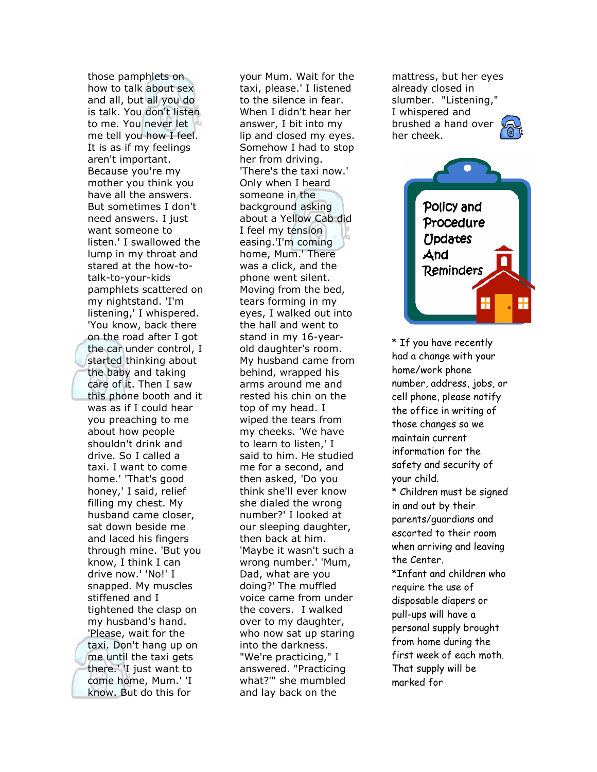those pamphlets on how to talk about sex and all, but all you do is talk. You don't listen to me. You never let me tell you how I feel. It is as if my feelings aren't important. Because you're my mother you think you have all the answers. But sometimes I don't need answers. I just want someone to listen.' I swallowed the lump in my throat and stared at the how-to-talk-to-your-kids pamphlets scattered on my nightstand. 'I'm listening,' I whispered. 'You know, back there on the road after I got the car under control, I started thinking about the baby and taking care of it. Then I saw this phone booth and it was as if I could hear you preaching to me about how people shouldn't drink and drive. So I called a taxi. I want to come home.' 'That's good honey,' I said, relief filling my chest. My husband came closer, sat down beside me and laced his fingers through mine. 'But you know, I think I can drive now.' 'No!' I snapped. My muscles stiffened and I tightened the clasp on my husband's hand. 'Please, wait for the taxi. Don't hang up on me until the taxi gets there.' 'I just want to come home, Mum.' 'I know. But do this for your Mum. Wait for the taxi, please.' I listened to the silence in fear. When I didn't hear her answer, I bit into my lip and closed my eyes. Somehow I had to stop her from driving. 'There's the taxi now.' Only when I heard someone in the background asking about a Yellow Cab did I feel my tension easing.'I'm coming home, Mum.' There was a click, and the phone went silent. Moving from the bed, tears forming in my eyes, I walked out into the hall and went to stand in my 16-year-old daughter's room. My husband came from behind, wrapped his arms around me and rested his chin on the top of my head. I wiped the tears from my cheeks. 'We have to learn to listen,' I said to him. He studied me for a second, and then asked, 'Do you think she'll ever know she dialed the wrong number?' I looked at our sleeping daughter, then back at him. 'Maybe it wasn't such a wrong number.' 'Mum, Dad, what are you doing?' The muffled voice came from under the covers. I walked over to my daughter, who now sat up staring into the darkness. "We're practicing," I answered. "Practicing what?'" she mumbled and lay back on the mattress, but her eyes already closed in slumber. "Listening," I whispered and brushed a hand over her cheek.

## Policy and Procedure Updates And Reminders

* If you have recently had a change with your home/work phone number, address, jobs, or cell phone, please notify the office in writing of those changes so we maintain current information for the safety and security of your child.

* Children must be signed in and out by their parents/guardians and escorted to their room when arriving and leaving the Center.

*Infant and children who require the use of disposable diapers or pull-ups will have a personal supply brought from home during the first week of each moth. That supply will be marked for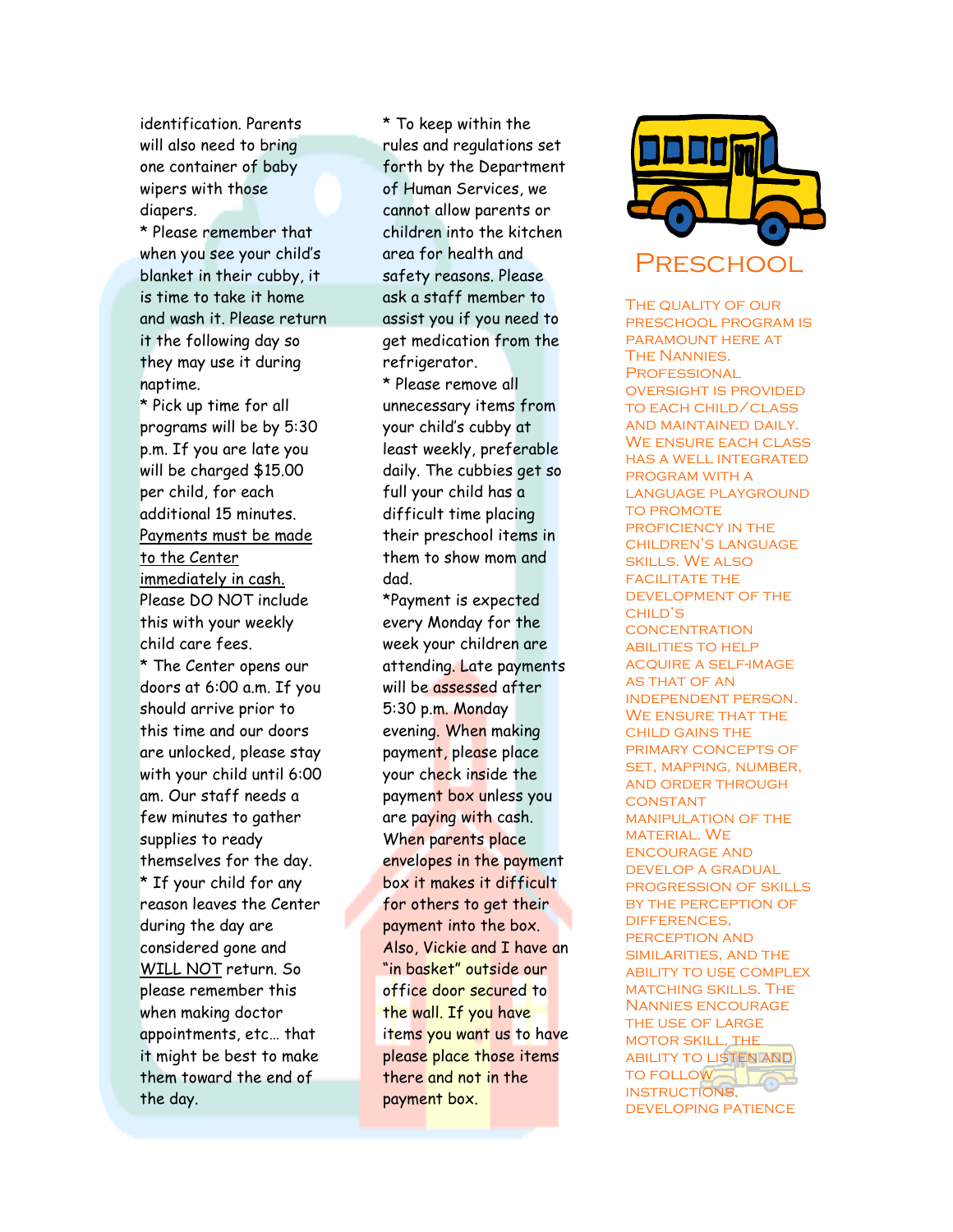identification. Parents will also need to bring one container of baby wipers with those diapers.

* Please remember that when you see your child's blanket in their cubby, it is time to take it home and wash it. Please return it the following day so they may use it during naptime.

* Pick up time for all programs will be by 5:30 p.m. If you are late you will be charged $15.00 per child, for each additional 15 minutes. <u>Payments must be made to the Center immediately in cash.</u> Please DO NOT include this with your weekly child care fees.

* The Center opens our doors at 6:00 a.m. If you should arrive prior to this time and our doors are unlocked, please stay with your child until 6:00 am. Our staff needs a few minutes to gather supplies to ready themselves for the day.

* If your child for any reason leaves the Center during the day are considered gone and <u>WILL NOT</u> return. So please remember this when making doctor appointments, etc… that it might be best to make them toward the end of the day.

* To keep within the rules and regulations set forth by the Department of Human Services, we cannot allow parents or children into the kitchen area for health and safety reasons. Please ask a staff member to assist you if you need to get medication from the refrigerator.

* Please remove all unnecessary items from your child's cubby at least weekly, preferable daily. The cubbies get so full your child has a difficult time placing their preschool items in them to show mom and dad.

*Payment is expected every Monday for the week your children are attending. Late payments will be assessed after 5:30 p.m. Monday evening. When making payment, please place your check inside the payment box unless you are paying with cash. When parents place envelopes in the payment box it makes it difficult for others to get their payment into the box. Also, Vickie and I have an "in basket" outside our office door secured to the wall. If you have items you want us to have please place those items there and not in the payment box.

# Preschool

The quality of our preschool program is paramount here at The Nannies. Professional oversight is provided to each child/class and maintained daily. We ensure each class has a well integrated program with a language playground to promote proficiency in the children's language skills. We also facilitate the development of the child's concentration abilities to help acquire a self-image as that of an independent person. We ensure that the child gains the primary concepts of set, mapping, number, and order through constant manipulation of the material. We encourage and develop a gradual progression of skills by the perception of differences, perception and similarities, and the ability to use complex matching skills. The Nannies encourage the use of large motor skill, the ability to listen and to follow instructions, developing patience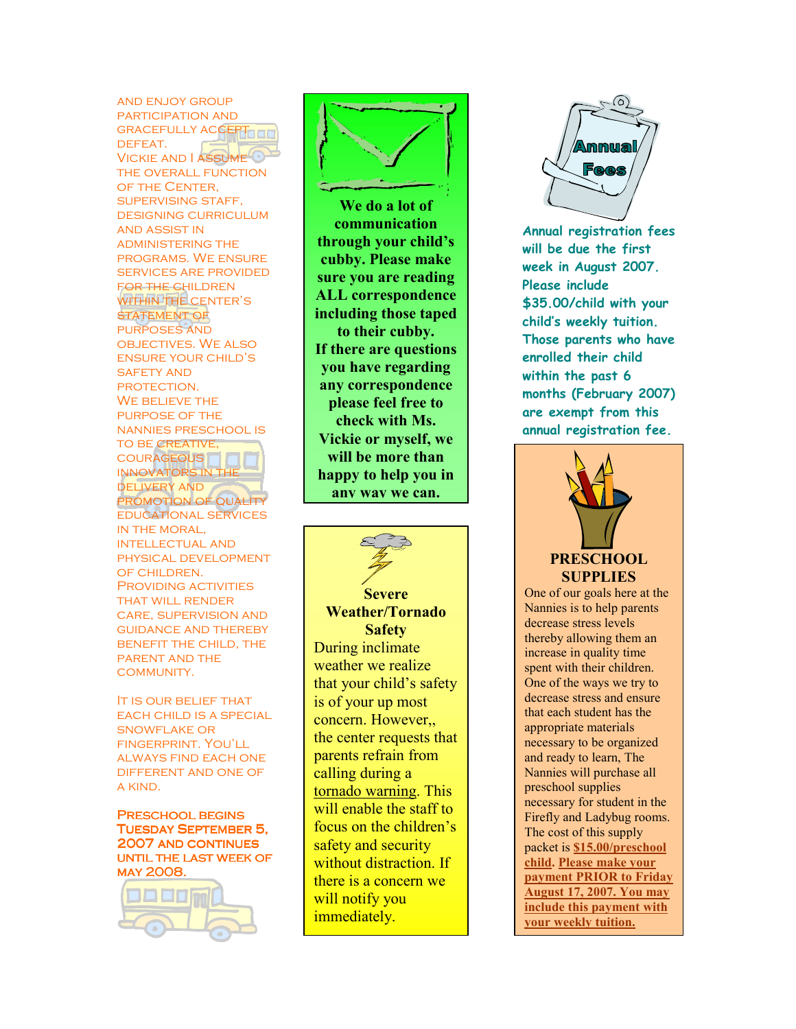AND ENJOY GROUP PARTICIPATION AND GRACEFULLY ACCEPT DEFEAT.

VICKIE AND I ASSUME THE OVERALL FUNCTION OF THE CENTER, SUPERVISING STAFF, DESIGNING CURRICULUM AND ASSIST IN ADMINISTERING THE PROGRAMS. WE ENSURE SERVICES ARE PROVIDED FOR THE CHILDREN WITHIN THE CENTER'S STATEMENT OF PURPOSES AND OBJECTIVES. WE ALSO ENSURE YOUR CHILD'S SAFETY AND PROTECTION.

WE BELIEVE THE PURPOSE OF THE NANNIES PRESCHOOL IS TO BE CREATIVE, COURAGEOUS INNOVATORS IN THE DELIVERY AND PROMOTION OF QUALITY EDUCATIONAL SERVICES IN THE MORAL, INTELLECTUAL AND PHYSICAL DEVELOPMENT OF CHILDREN.

PROVIDING ACTIVITIES THAT WILL RENDER CARE, SUPERVISION AND GUIDANCE AND THEREBY BENEFIT THE CHILD, THE PARENT AND THE COMMUNITY.

IT IS OUR BELIEF THAT EACH CHILD IS A SPECIAL SNOWFLAKE OR FINGERPRINT. YOU'LL ALWAYS FIND EACH ONE DIFFERENT AND ONE OF A KIND.

**PRESCHOOL BEGINS TUESDAY SEPTEMBER 5, 2007 AND CONTINUES** UNTIL THE LAST WEEK OF MAY 2008.

**We do a lot of communication through your child's cubby. Please make sure you are reading ALL correspondence including those taped to their cubby. If there are questions you have regarding any correspondence please feel free to check with Ms. Vickie or myself, we will be more than happy to help you in any way we can.**

## Severe Weather/Tornado Safety

During inclimate weather we realize that your child's safety is of your up most concern. However,, the center requests that parents refrain from calling during a <u>tornado warning</u>. This will enable the staff to focus on the children's safety and security without distraction. If there is a concern we will notify you immediately.

## Annual Fees

Annual registration fees will be due the first week in August 2007. Please include $35.00/child with your child's weekly tuition. Those parents who have enrolled their child within the past 6 months (February 2007) are exempt from this annual registration fee.

## PRESCHOOL SUPPLIES

One of our goals here at the Nannies is to help parents decrease stress levels thereby allowing them an increase in quality time spent with their children. One of the ways we try to decrease stress and ensure that each student has the appropriate materials necessary to be organized and ready to learn, The Nannies will purchase all preschool supplies necessary for student in the Firefly and Ladybug rooms. The cost of this supply packet is **<u>$15.00/preschool child</u>**. **<u>Please make your payment PRIOR to Friday August 17, 2007. You may include this payment with your weekly tuition.</u>**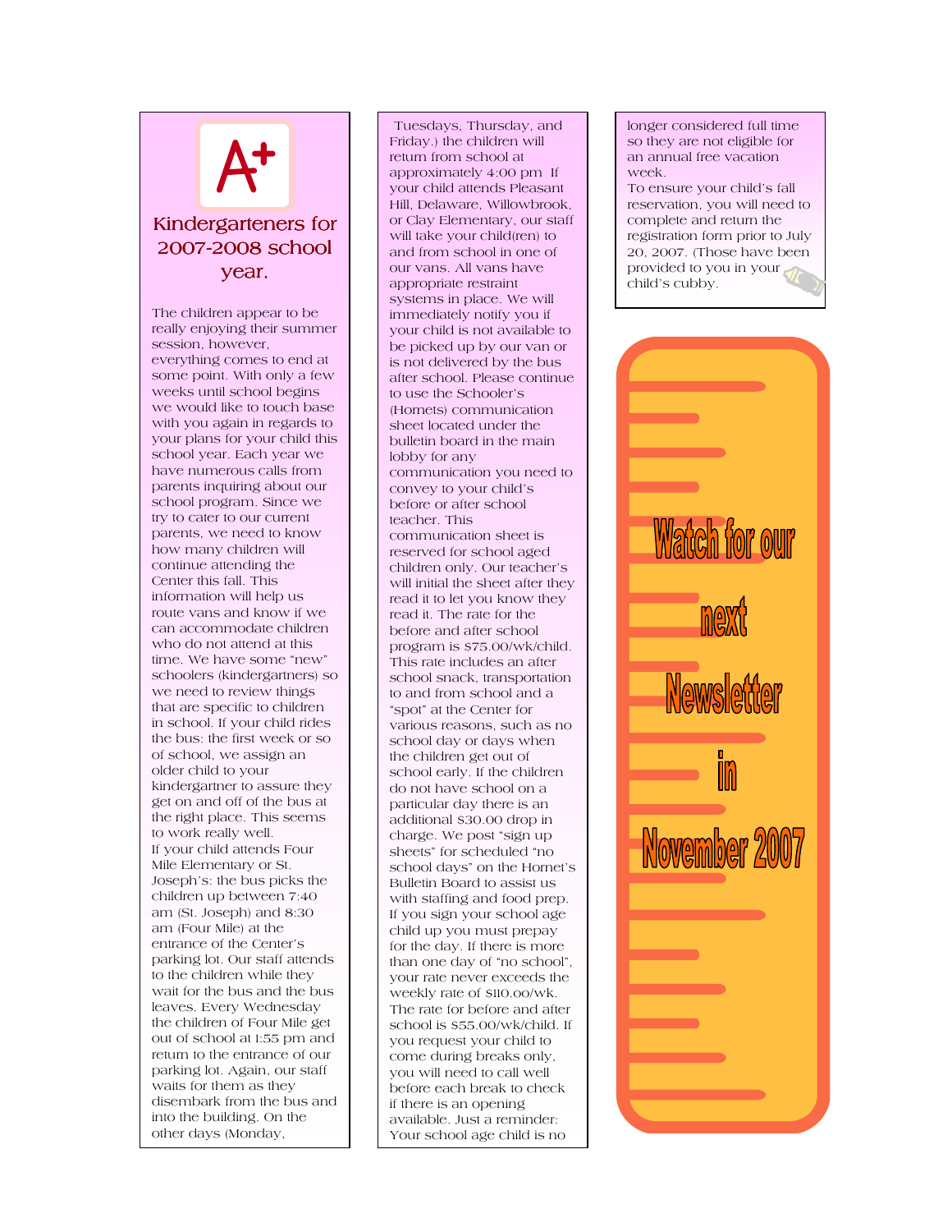## Kindergarteners for 2007-2008 school year.

The children appear to be really enjoying their summer session, however, everything comes to end at some point. With only a few weeks until school begins we would like to touch base with you again in regards to your plans for your child this school year. Each year we have numerous calls from parents inquiring about our school program. Since we try to cater to our current parents, we need to know how many children will continue attending the Center this fall. This information will help us route vans and know if we can accommodate children who do not attend at this time. We have some "new" schoolers (kindergartners) so we need to review things that are specific to children in school. If your child rides the bus: the first week or so of school, we assign an older child to your kindergartner to assure they get on and off of the bus at the right place. This seems to work really well.

If your child attends Four Mile Elementary or St. Joseph's: the bus picks the children up between 7:40 am (St. Joseph) and 8:30 am (Four Mile) at the entrance of the Center's parking lot. Our staff attends to the children while they wait for the bus and the bus leaves. Every Wednesday the children of Four Mile get out of school at 1:55 pm and return to the entrance of our parking lot. Again, our staff waits for them as they disembark from the bus and into the building. On the other days (Monday, Tuesdays, Thursday, and Friday.) the children will return from school at approximately 4:00 pm If your child attends Pleasant Hill, Delaware, Willowbrook, or Clay Elementary, our staff will take your child(ren) to and from school in one of our vans. All vans have appropriate restraint systems in place. We will immediately notify you if your child is not available to be picked up by our van or is not delivered by the bus after school. Please continue to use the Schooler's (Hornets) communication sheet located under the bulletin board in the main lobby for any communication you need to convey to your child's before or after school teacher. This communication sheet is reserved for school aged children only. Our teacher's will initial the sheet after they read it to let you know they read it. The rate for the before and after school program is $75.00/wk/child. This rate includes an after school snack, transportation to and from school and a "spot" at the Center for various reasons, such as no school day or days when the children get out of school early. If the children do not have school on a particular day there is an additional $30.00 drop in charge. We post "sign up sheets" for scheduled "no school days" on the Hornet's Bulletin Board to assist us with staffing and food prep. If you sign your school age child up you must prepay for the day. If there is more than one day of "no school", your rate never exceeds the weekly rate of $110.00/wk. The rate for before and after school is $55.00/wk/child. If you request your child to come during breaks only, you will need to call well before each break to check if there is an opening available. Just a reminder: Your school age child is no longer considered full time so they are not eligible for an annual free vacation week.

To ensure your child's fall reservation, you will need to complete and return the registration form prior to July 20, 2007. (Those have been provided to you in your child's cubby.

Watch for our next Newsletter in November 2007